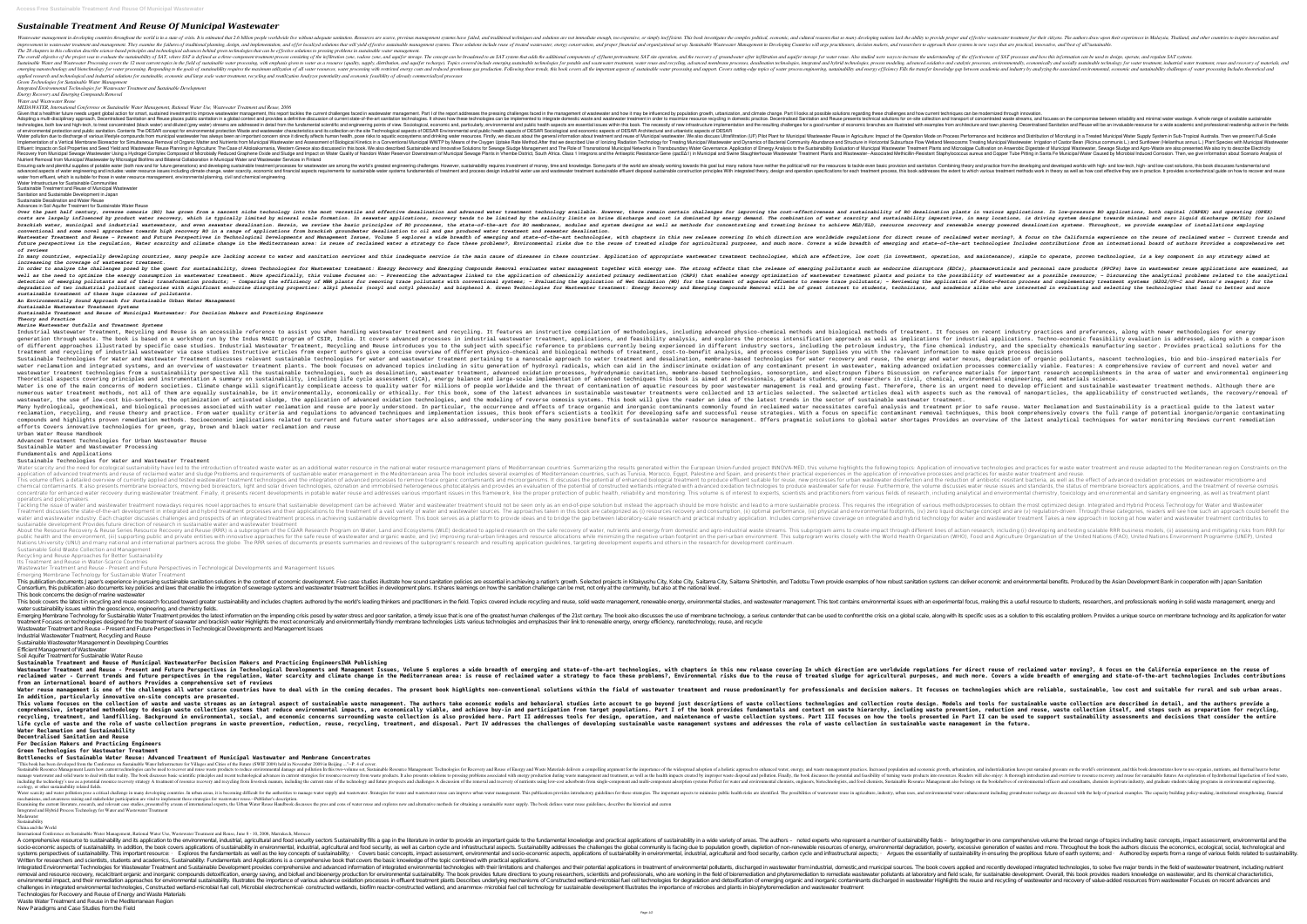# Sustainable Treatment And Reuse Of Municipal Wastewater

Wastewater management in developing countries throughout the world is in a state of crisis. It is estimated that 2.6 billion people worldwide live without adequate sanitation. Resources are scarce, previous management systems have failed, and traditional techniques and solutions are not immediate enough, too expensive, or simply inefficient. This book investigates the complex political, economic, and cultural reasons that so many developing nations lack the ability to provide proper and effective wastewater treatment for their citizens. The authors draw upon their experiences in Malaysia, Thailand, and other countries to inspire innovation and improvement to wastewater treatment and management. They examine the failures of traditional planning, design, and implementation, and offer localized solutions that will yield effective sustainable management systems. These solutions include reuse of treated wastewater, energy conservation, and proper financial and organizational set up. Sustainable Wastewater Management in Developing Countries will urge practitioners, decision makers, and researchers to approach these systems in new ways that are practical, innovative, and?best of all?sustainable.

The 26 chapters in this collection describe science-based principles and technological advances behind green technologies that can be effective solutions to pressing problems in sustainable water management.

Sustainable Water and Wastewater Processing covers the 12 most current topics in the field of sustainable water processing, with emphasis given to water as a resource.

Green Technologies for Sustainable Water Management

Integrated Environmental Technologies for Wastewater Treatment and Sustainable Development

Energy Recovery and Emerging Compounds Removal

Water and Wastewater Reuse

MEDAWATER, International Conference on Sustainable Water Management, Rational Water Use, Wastewater Treatment and Reuse, 2006

Water Infrastructure for Sustainable Communities

Sustainable Treatment and Reuse of Municipal Wastewater

Sanitation and Sustainable Development in Japan

Sustainable Desalination and Water Reuse

Advances in Soil Aquifer Treatment for Sustainable Water Reuse

*An Environmentally Sound Approach for Sustainable Urban Water Management*

*Sustainable Wastewater Treatment Systems*

*Sustainable Treatment and Reuse of Municipal Wastewater: For Decision Makers and Practicing Engineers*

*Theory and Practice*

*Marine Wastewater Outfalls and Treatment Systems*

Urban Water Reuse Handbook

Advanced Treatment Technologies for Urban Wastewater Reuse

Sustainable Water and Wastewater Processing

Fundamentals and Applications

Sustainable Technologies for Water and Wastewater Treatment

Sustainable Solid Waste Collection and Management

Recycling and Reuse Approaches for Better Sustainability

Its Treatment and Reuse in Water-Scarce Countries

Wastewater Treatment and Reuse - Present and Future Perspectives in Technological Developments and Management Issues

Emerging Membrane Technology for Sustainable Water Treatment

Wastewater Treatment and Reuse – Present and Future Perspectives in Technological Developments and Management Issues

Industrial Wastewater Treatment, Recycling and Reuse

Sustainable Wastewater Management in Developing Countries

Efficient Management of Wastewater

Soil Aquifer Treatment for Sustainable Water Reuse

**Sustainable Treatment and Reuse of Municipal WastewaterFor Decision Makers and Practicing EngineersIWA Publishing**

**Water Reclamation and Sustainability**

**Decentralised Sanitation and Reuse**

**For Decision Makers and Practicing Engineers**

**Green Technologies for Wastewater Treatment**

**Bottlenecks of Sustainable Water Reuse: Advanced Treatment of Municipal Wastewater and Membrane Concentrates**

Wastewater Treatment and Reuse in the Mediterranean Region

Integrated and Hybrid Process Technology for Water and Wastewater Treatment

Modernism

Sustainability

China and the World

International Conference on Sustainable Water Management, Rational Water Use, Wastewater Treatment and Reuse, June 8 – 10, 2006, Marrakech, Morocco

Technologies for Recovery and Reuse of Energy and Waste Materials

Waste Water Treatment and Reuse in the Mediterranean Region

New Paradigms and Case Studies from the Field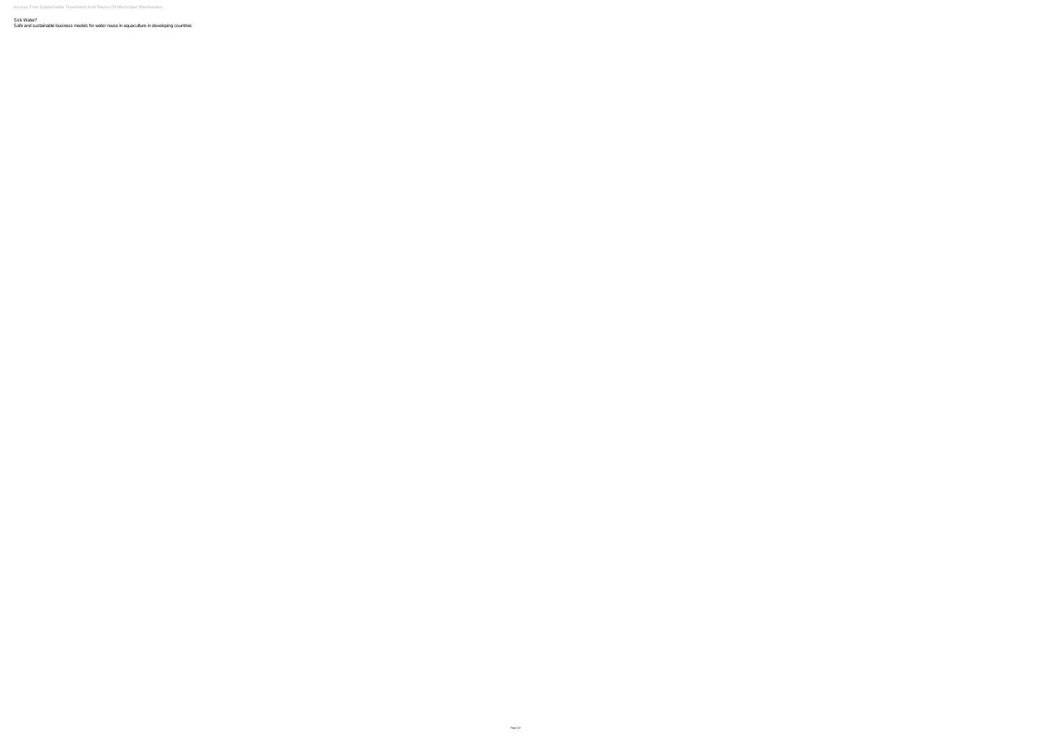Sick Water?

Safe and sustainable business models for water reuse in aquaculture in developing countries